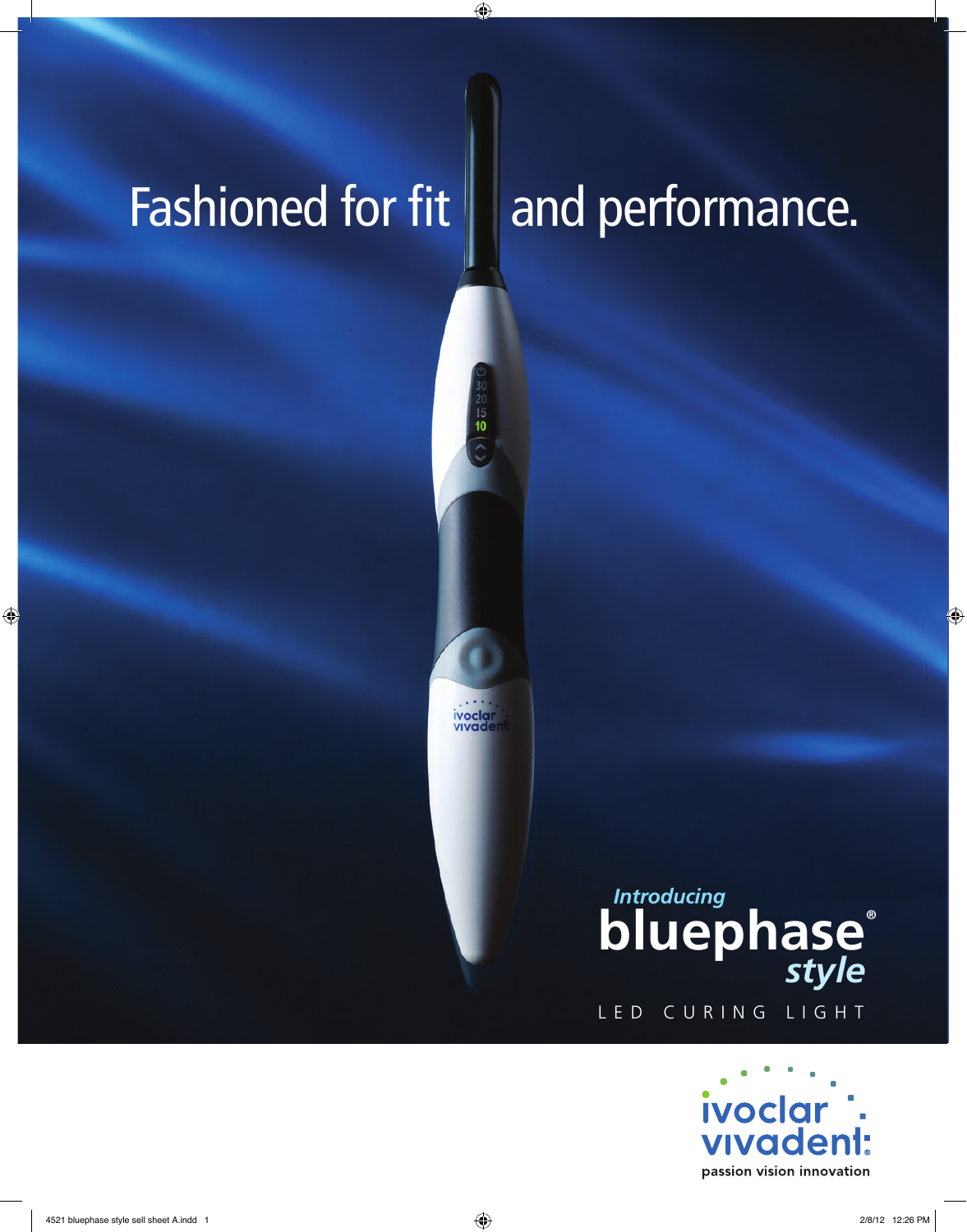# Fashioned for fit and performance.

*Introducing*

**bluephase®** *style*

LED CURING LIGHT

ivoclar vivadent

passion vision innovation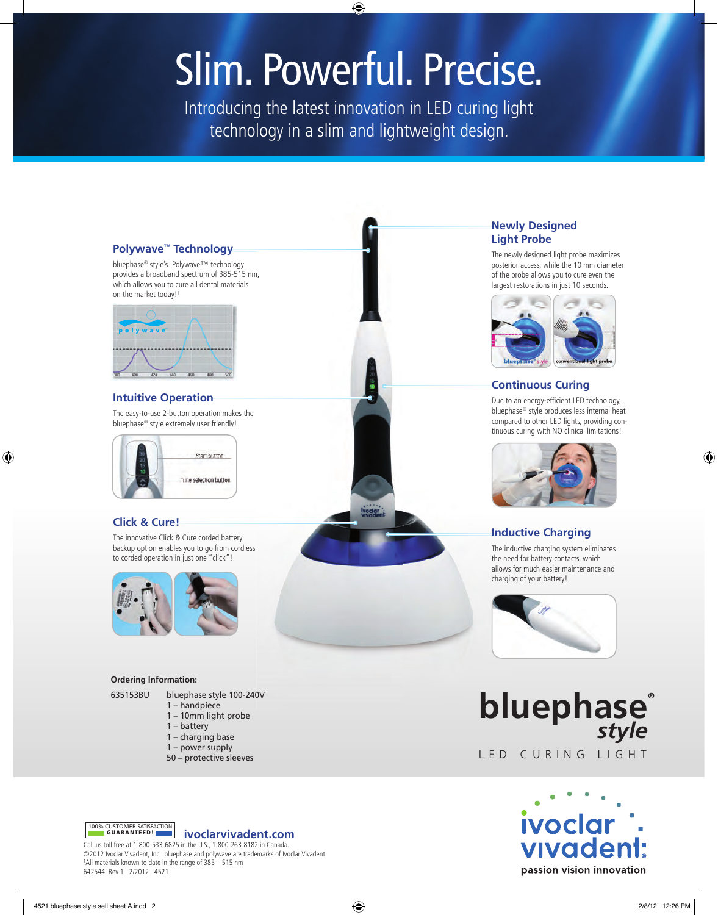# Slim. Powerful. Precise.

Introducing the latest innovation in LED curing light technology in a slim and lightweight design.

## Polywave™ Technology

bluephase® style's Polywave™ technology provides a broadband spectrum of 385-515 nm, which allows you to cure all dental materials on the market today![1]

polywave

380 400 420 440 460 480 500

## Intuitive Operation

The easy-to-use 2-button operation makes the bluephase® style extremely user friendly!

Start button

Time selection button

## Click & Cure!

The innovative Click & Cure corded battery backup option enables you to go from cordless to corded operation in just one "click"!

## Newly Designed Light Probe

The newly designed light probe maximizes posterior access, while the 10 mm diameter of the probe allows you to cure even the largest restorations in just 10 seconds.

bluephase® style

conventional light probe

## Continuous Curing

Due to an energy-efficient LED technology, bluephase® style produces less internal heat compared to other LED lights, providing continuous curing with NO clinical limitations!

## Inductive Charging

The inductive charging system eliminates the need for battery contacts, which allows for much easier maintenance and charging of your battery!

**Ordering Information:**

635153BU bluephase style 100-240V
- 1 – handpiece
- 1 – 10mm light probe
- 1 – battery
- 1 – charging base
- 1 – power supply
- 50 – protective sleeves

**bluephase® style**

LED CURING LIGHT

100% CUSTOMER SATISFACTION GUARANTEED!

**ivoclarvivadent.com**

Call us toll free at 1-800-533-6825 in the U.S., 1-800-263-8182 in Canada.
©2012 Ivoclar Vivadent, Inc. bluephase and polywave are trademarks of Ivoclar Vivadent.
[1]All materials known to date in the range of 385 – 515 nm
642544 Rev 1 2/2012 4521

ivoclar vivadent
passion vision innovation